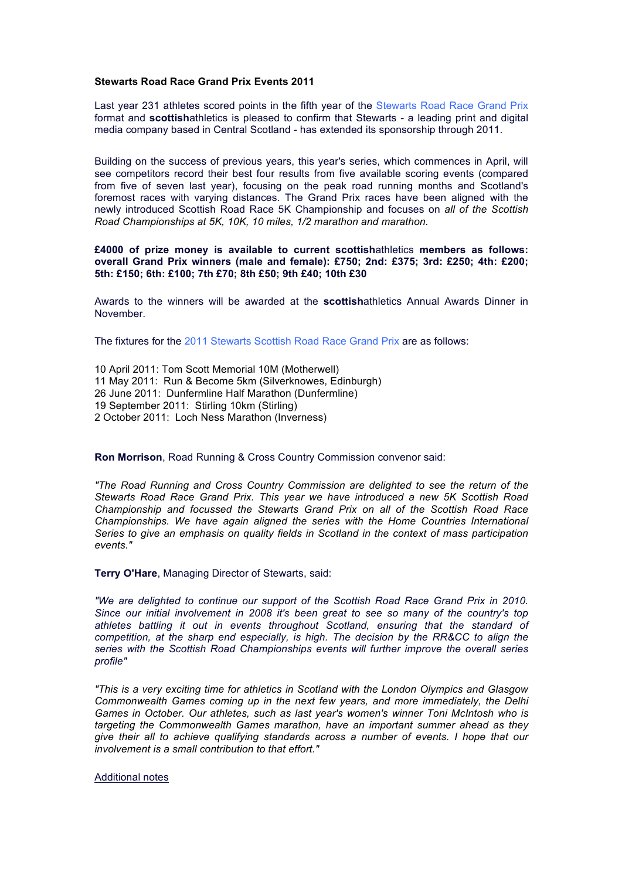**Stewarts Road Race Grand Prix Events 2011**

Last year 231 athletes scored points in the fifth year of the Stewarts Road Race Grand Prix format and **scottish**athletics is pleased to confirm that Stewarts - a leading print and digital media company based in Central Scotland - has extended its sponsorship through 2011.

Building on the success of previous years, this year's series, which commences in April, will see competitors record their best four results from five available scoring events (compared from five of seven last year), focusing on the peak road running months and Scotland's foremost races with varying distances. The Grand Prix races have been aligned with the newly introduced Scottish Road Race 5K Championship and focuses on *all of the Scottish Road Championships at 5K, 10K, 10 miles, 1/2 marathon and marathon.*

**£4000 of prize money is available to current scottish**athletics **members as follows: overall Grand Prix winners (male and female): £750; 2nd: £375; 3rd: £250; 4th: £200; 5th: £150; 6th: £100; 7th £70; 8th £50; 9th £40; 10th £30**

Awards to the winners will be awarded at the **scottish**athletics Annual Awards Dinner in November.

The fixtures for the 2011 Stewarts Scottish Road Race Grand Prix are as follows:

10 April 2011: Tom Scott Memorial 10M (Motherwell)
11 May 2011: Run & Become 5km (Silverknowes, Edinburgh)
26 June 2011: Dunfermline Half Marathon (Dunfermline)
19 September 2011: Stirling 10km (Stirling)
2 October 2011: Loch Ness Marathon (Inverness)

**Ron Morrison**, Road Running & Cross Country Commission convenor said:

*"The Road Running and Cross Country Commission are delighted to see the return of the Stewarts Road Race Grand Prix. This year we have introduced a new 5K Scottish Road Championship and focussed the Stewarts Grand Prix on all of the Scottish Road Race Championships. We have again aligned the series with the Home Countries International Series to give an emphasis on quality fields in Scotland in the context of mass participation events."*

**Terry O'Hare**, Managing Director of Stewarts, said:

*"We are delighted to continue our support of the Scottish Road Race Grand Prix in 2010. Since our initial involvement in 2008 it's been great to see so many of the country's top athletes battling it out in events throughout Scotland, ensuring that the standard of competition, at the sharp end especially, is high. The decision by the RR&CC to align the series with the Scottish Road Championships events will further improve the overall series profile"*

*"This is a very exciting time for athletics in Scotland with the London Olympics and Glasgow Commonwealth Games coming up in the next few years, and more immediately, the Delhi Games in October. Our athletes, such as last year's women's winner Toni McIntosh who is targeting the Commonwealth Games marathon, have an important summer ahead as they give their all to achieve qualifying standards across a number of events. I hope that our involvement is a small contribution to that effort."*

Additional notes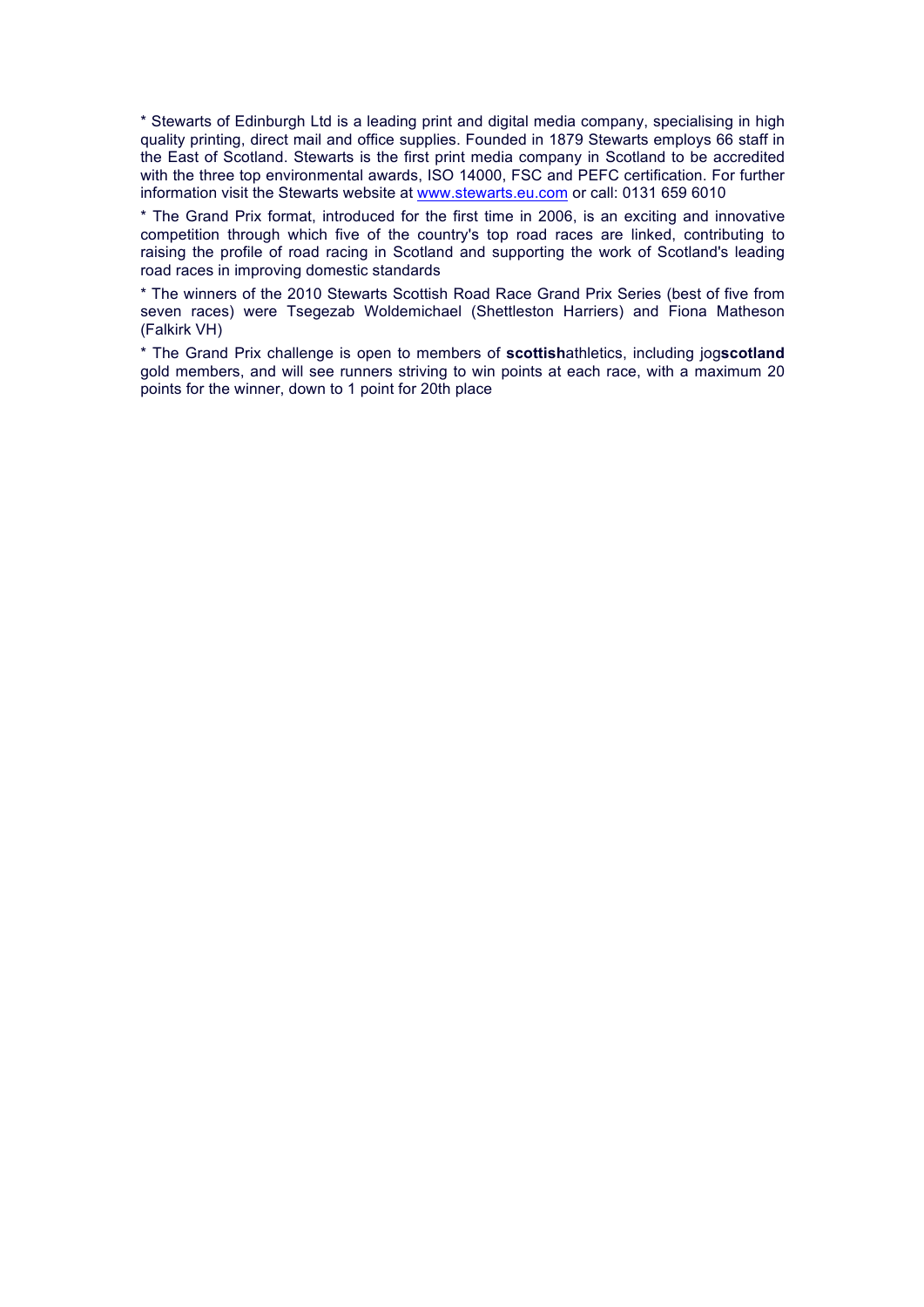* Stewarts of Edinburgh Ltd is a leading print and digital media company, specialising in high quality printing, direct mail and office supplies. Founded in 1879 Stewarts employs 66 staff in the East of Scotland. Stewarts is the first print media company in Scotland to be accredited with the three top environmental awards, ISO 14000, FSC and PEFC certification. For further information visit the Stewarts website at [www.stewarts.eu.com](http://www.stewarts.eu.com) or call: 0131 659 6010

* The Grand Prix format, introduced for the first time in 2006, is an exciting and innovative competition through which five of the country's top road races are linked, contributing to raising the profile of road racing in Scotland and supporting the work of Scotland's leading road races in improving domestic standards

* The winners of the 2010 Stewarts Scottish Road Race Grand Prix Series (best of five from seven races) were Tsegezab Woldemichael (Shettleston Harriers) and Fiona Matheson (Falkirk VH)

* The Grand Prix challenge is open to members of **scottish**athletics, including jog**scotland** gold members, and will see runners striving to win points at each race, with a maximum 20 points for the winner, down to 1 point for 20th place